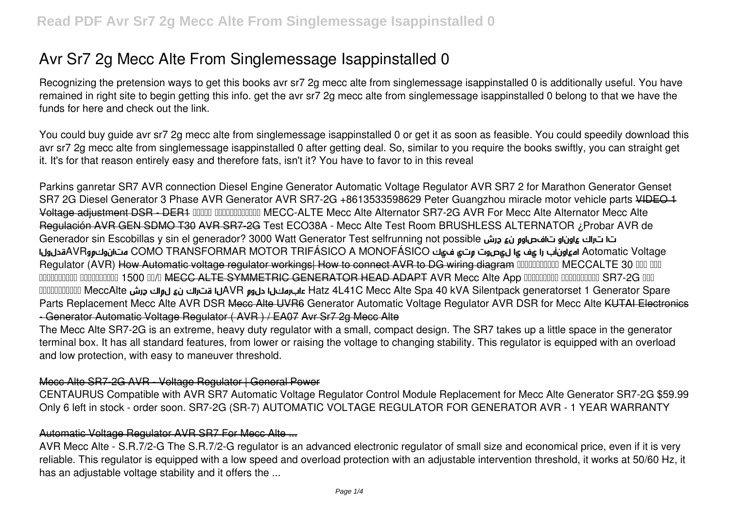# Avr Sr7 2g Mecc Alte From Singlemessage Isappinstalled 0

Recognizing the pretension ways to get this books avr sr7 2g mecc alte from singlemessage isappinstalled 0 is additionally useful. You have remained in right site to begin getting this info. get the avr sr7 2g mecc alte from singlemessage isappinstalled 0 belong to that we have the funds for here and check out the link.

You could buy guide avr sr7 2g mecc alte from singlemessage isappinstalled 0 or get it as soon as feasible. You could speedily download this avr sr7 2g mecc alte from singlemessage isappinstalled 0 after getting deal. So, similar to you require the books swiftly, you can straight get it. It's for that reason entirely easy and therefore fats, isn't it? You have to favor to in this reveal

*Parkins ganretar SR7 AVR connection Diesel Engine Generator Automatic Voltage Regulator AVR SR7 2 for Marathon Generator Genset SR7 2G Diesel Generator 3 Phase AVR Generator AVR SR7-2G +8613533598629 Peter Guangzhou miracle motor vehicle parts* VIDEO 1 Voltage adjustment DSR - DER1 *MECC-ALTE Mecc Alte Alternator SR7-2G AVR For Mecc Alte Alternator Mecc Alte* Regulación AVR GEN SDMO T30 AVR SR7-2G *Test ECO38A - Mecc Alte Test Room BRUSHLESS ALTERNATOR ¿Probar AVR de Generador sin Escobillas y sin el generador? 3000 Watt Generator Test selfrunning not possible* شرح عن مواصفات وانواع كارتات الAVRومكوناته *COMO TRANSFORMAR MOTOR TRIFÁSICO A MONOFÁSICO* كيف يتم توصيل اي في ار بأنواعها *Aotomatic Voltage Regulator (AVR)* How Automatic voltage regulator workings| How to connect AVR to DG wiring diagram *MECCALTE 30 1500 /* MECC ALTE SYMMETRIC GENERATOR HEAD ADAPT *AVR Mecc Alte App SR7-2G MeccAlte* شرح كامل عن كارتة الAVR مولد الكهرباء *Hatz 4L41C Mecc Alte Spa 40 kVA Silentpack generatorset 1 Generator Spare Parts Replacement Mecc Alte AVR DSR* Mecc Alte UVR6 *Generator Automatic Voltage Regulator AVR DSR for Mecc Alte* KUTAI Electronics - Generator Automatic Voltage Regulator ( AVR ) / EA07 Avr Sr7 2g Mecc Alte

The Mecc Alte SR7-2G is an extreme, heavy duty regulator with a small, compact design. The SR7 takes up a little space in the generator terminal box. It has all standard features, from lower or raising the voltage to changing stability. This regulator is equipped with an overload and low protection, with easy to maneuver threshold.

## Mecc Alte SR7-2G AVR - Voltage Regulator | General Power

CENTAURUS Compatible with AVR SR7 Automatic Voltage Regulator Control Module Replacement for Mecc Alte Generator SR7-2G $59.99 Only 6 left in stock - order soon. SR7-2G (SR-7) AUTOMATIC VOLTAGE REGULATOR FOR GENERATOR AVR - 1 YEAR WARRANTY

## Automatic Voltage Regulator AVR SR7 For Mecc Alte ...

AVR Mecc Alte - S.R.7/2-G The S.R.7/2-G regulator is an advanced electronic regulator of small size and economical price, even if it is very reliable. This regulator is equipped with a low speed and overload protection with an adjustable intervention threshold, it works at 50/60 Hz, it has an adjustable voltage stability and it offers the ...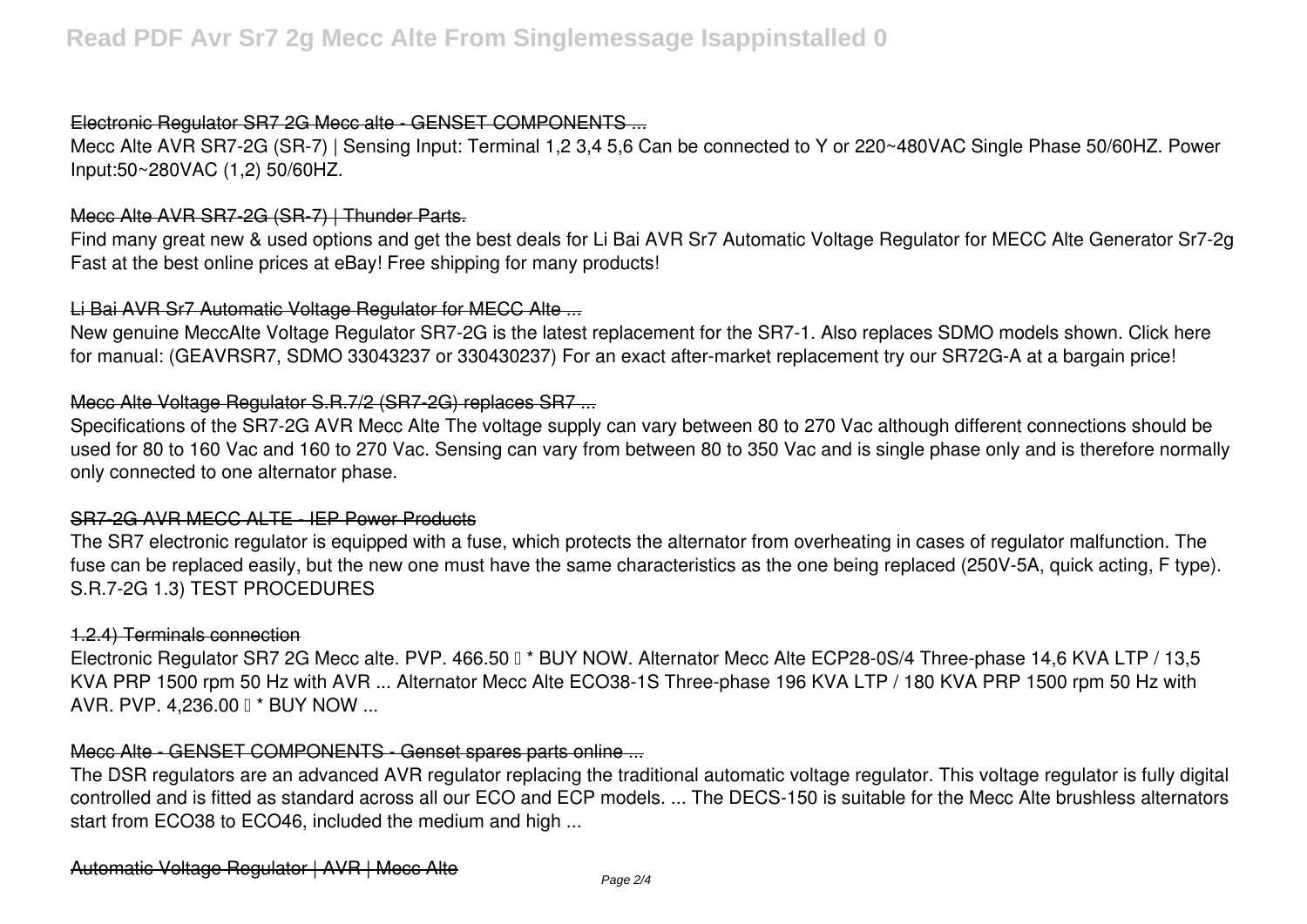### Electronic Regulator SR7 2G Mecc alte - GENSET COMPONENTS ...

Mecc Alte AVR SR7-2G (SR-7) | Sensing Input: Terminal 1,2 3,4 5,6 Can be connected to Y or 220~480VAC Single Phase 50/60HZ. Power Input:50~280VAC (1,2) 50/60HZ.

### Mecc Alte AVR SR7-2G (SR-7) | Thunder Parts.

Find many great new & used options and get the best deals for Li Bai AVR Sr7 Automatic Voltage Regulator for MECC Alte Generator Sr7-2g Fast at the best online prices at eBay! Free shipping for many products!

### Li Bai AVR Sr7 Automatic Voltage Regulator for MECC Alte ...

New genuine MeccAlte Voltage Regulator SR7-2G is the latest replacement for the SR7-1. Also replaces SDMO models shown. Click here for manual: (GEAVRSR7, SDMO 33043237 or 330430237) For an exact after-market replacement try our SR72G-A at a bargain price!

### Mecc Alte Voltage Regulator S.R.7/2 (SR7-2G) replaces SR7 ...

Specifications of the SR7-2G AVR Mecc Alte The voltage supply can vary between 80 to 270 Vac although different connections should be used for 80 to 160 Vac and 160 to 270 Vac. Sensing can vary from between 80 to 350 Vac and is single phase only and is therefore normally only connected to one alternator phase.

### SR7-2G AVR MECC ALTE - IEP Power Products

The SR7 electronic regulator is equipped with a fuse, which protects the alternator from overheating in cases of regulator malfunction. The fuse can be replaced easily, but the new one must have the same characteristics as the one being replaced (250V-5A, quick acting, F type). S.R.7-2G 1.3) TEST PROCEDURES

### 1.2.4) Terminals connection

Electronic Regulator SR7 2G Mecc alte. PVP. 466.50 € * BUY NOW. Alternator Mecc Alte ECP28-0S/4 Three-phase 14,6 KVA LTP / 13,5 KVA PRP 1500 rpm 50 Hz with AVR ... Alternator Mecc Alte ECO38-1S Three-phase 196 KVA LTP / 180 KVA PRP 1500 rpm 50 Hz with AVR. PVP. 4,236.00 € * BUY NOW ...

### Mecc Alte - GENSET COMPONENTS - Genset spares parts online ...

The DSR regulators are an advanced AVR regulator replacing the traditional automatic voltage regulator. This voltage regulator is fully digital controlled and is fitted as standard across all our ECO and ECP models. ... The DECS-150 is suitable for the Mecc Alte brushless alternators start from ECO38 to ECO46, included the medium and high ...

### Automatic Voltage Regulator | AVR | Mecc Alte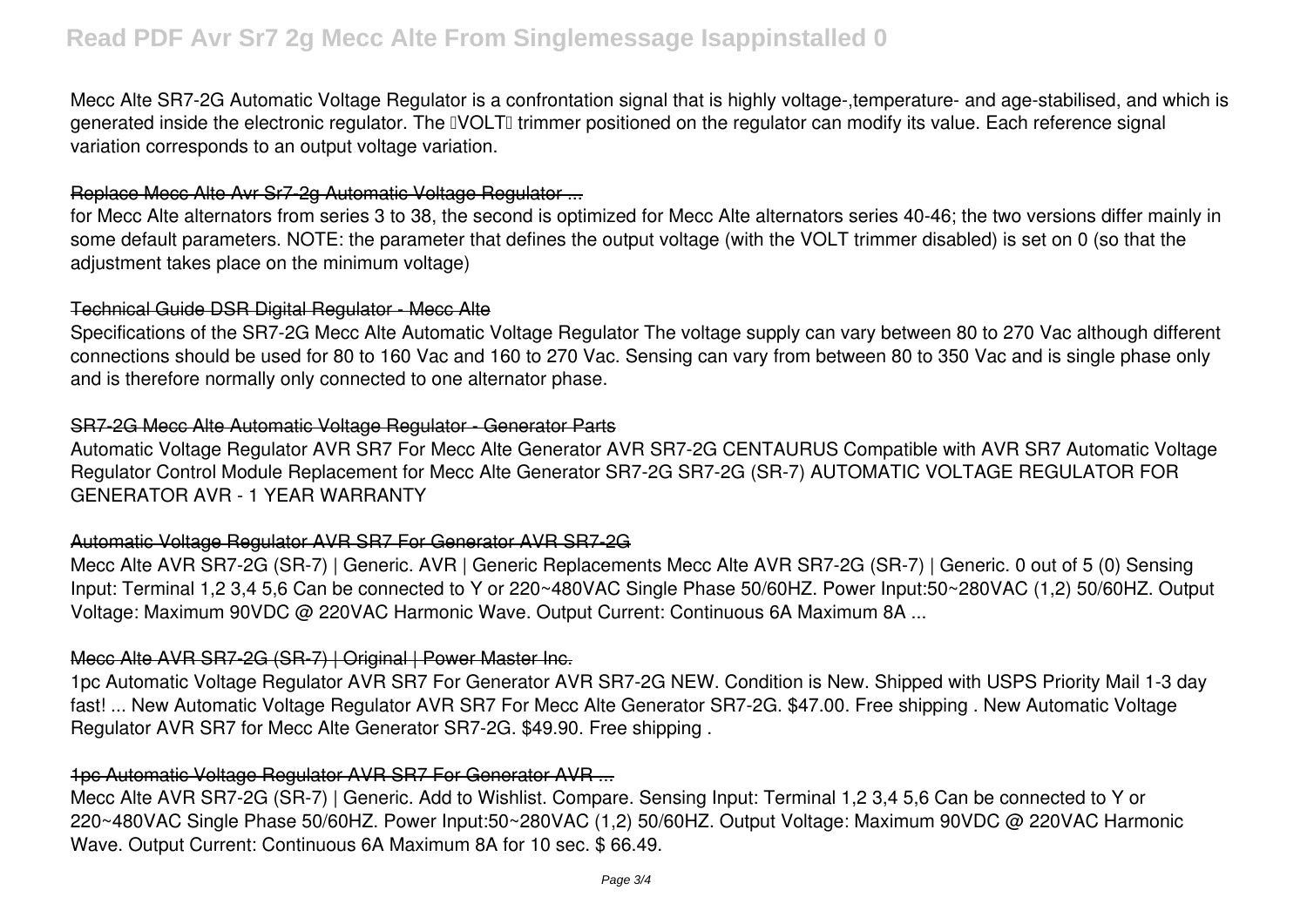Mecc Alte SR7-2G Automatic Voltage Regulator is a confrontation signal that is highly voltage-,temperature- and age-stabilised, and which is generated inside the electronic regulator. The "VOLT" trimmer positioned on the regulator can modify its value. Each reference signal variation corresponds to an output voltage variation.

## Replace Mecc Alte Avr Sr7-2g Automatic Voltage Regulator ...

for Mecc Alte alternators from series 3 to 38, the second is optimized for Mecc Alte alternators series 40-46; the two versions differ mainly in some default parameters. NOTE: the parameter that defines the output voltage (with the VOLT trimmer disabled) is set on 0 (so that the adjustment takes place on the minimum voltage)

## Technical Guide DSR Digital Regulator - Mecc Alte

Specifications of the SR7-2G Mecc Alte Automatic Voltage Regulator The voltage supply can vary between 80 to 270 Vac although different connections should be used for 80 to 160 Vac and 160 to 270 Vac. Sensing can vary from between 80 to 350 Vac and is single phase only and is therefore normally only connected to one alternator phase.

## SR7-2G Mecc Alte Automatic Voltage Regulator - Generator Parts

Automatic Voltage Regulator AVR SR7 For Mecc Alte Generator AVR SR7-2G CENTAURUS Compatible with AVR SR7 Automatic Voltage Regulator Control Module Replacement for Mecc Alte Generator SR7-2G SR7-2G (SR-7) AUTOMATIC VOLTAGE REGULATOR FOR GENERATOR AVR - 1 YEAR WARRANTY

## Automatic Voltage Regulator AVR SR7 For Generator AVR SR7-2G

Mecc Alte AVR SR7-2G (SR-7) | Generic. AVR | Generic Replacements Mecc Alte AVR SR7-2G (SR-7) | Generic. 0 out of 5 (0) Sensing Input: Terminal 1,2 3,4 5,6 Can be connected to Y or 220~480VAC Single Phase 50/60HZ. Power Input:50~280VAC (1,2) 50/60HZ. Output Voltage: Maximum 90VDC @ 220VAC Harmonic Wave. Output Current: Continuous 6A Maximum 8A ...

## Mecc Alte AVR SR7-2G (SR-7) | Original | Power Master Inc.

1pc Automatic Voltage Regulator AVR SR7 For Generator AVR SR7-2G NEW. Condition is New. Shipped with USPS Priority Mail 1-3 day fast! ... New Automatic Voltage Regulator AVR SR7 For Mecc Alte Generator SR7-2G. $47.00. Free shipping . New Automatic Voltage Regulator AVR SR7 for Mecc Alte Generator SR7-2G. $49.90. Free shipping .

## 1pc Automatic Voltage Regulator AVR SR7 For Generator AVR ...

Mecc Alte AVR SR7-2G (SR-7) | Generic. Add to Wishlist. Compare. Sensing Input: Terminal 1,2 3,4 5,6 Can be connected to Y or 220~480VAC Single Phase 50/60HZ. Power Input:50~280VAC (1,2) 50/60HZ. Output Voltage: Maximum 90VDC @ 220VAC Harmonic Wave. Output Current: Continuous 6A Maximum 8A for 10 sec. $ 66.49.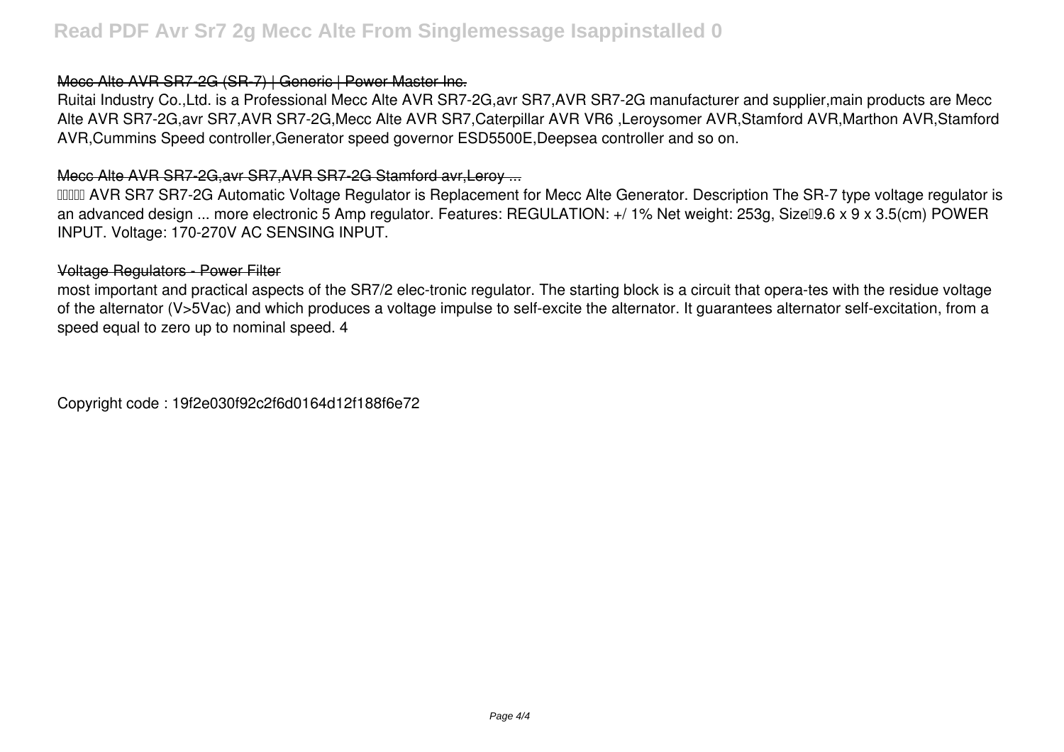### Mecc Alte AVR SR7-2G (SR-7) | Generic | Power Master Inc.

Ruitai Industry Co.,Ltd. is a Professional Mecc Alte AVR SR7-2G,avr SR7,AVR SR7-2G manufacturer and supplier,main products are Mecc Alte AVR SR7-2G,avr SR7,AVR SR7-2G,Mecc Alte AVR SR7,Caterpillar AVR VR6 ,Leroysomer AVR,Stamford AVR,Marthon AVR,Stamford AVR,Cummins Speed controller,Generator speed governor ESD5500E,Deepsea controller and so on.

### Mecc Alte AVR SR7-2G,avr SR7,AVR SR7-2G Stamford avr,Leroy ...

AVR SR7 SR7-2G Automatic Voltage Regulator is Replacement for Mecc Alte Generator. Description The SR-7 type voltage regulator is an advanced design ... more electronic 5 Amp regulator. Features: REGULATION: +/ 1% Net weight: 253g, Size9.6 x 9 x 3.5(cm) POWER INPUT. Voltage: 170-270V AC SENSING INPUT.

### Voltage Regulators - Power Filter

most important and practical aspects of the SR7/2 elec-tronic regulator. The starting block is a circuit that opera-tes with the residue voltage of the alternator (V>5Vac) and which produces a voltage impulse to self-excite the alternator. It guarantees alternator self-excitation, from a speed equal to zero up to nominal speed. 4

Copyright code : 19f2e030f92c2f6d0164d12f188f6e72